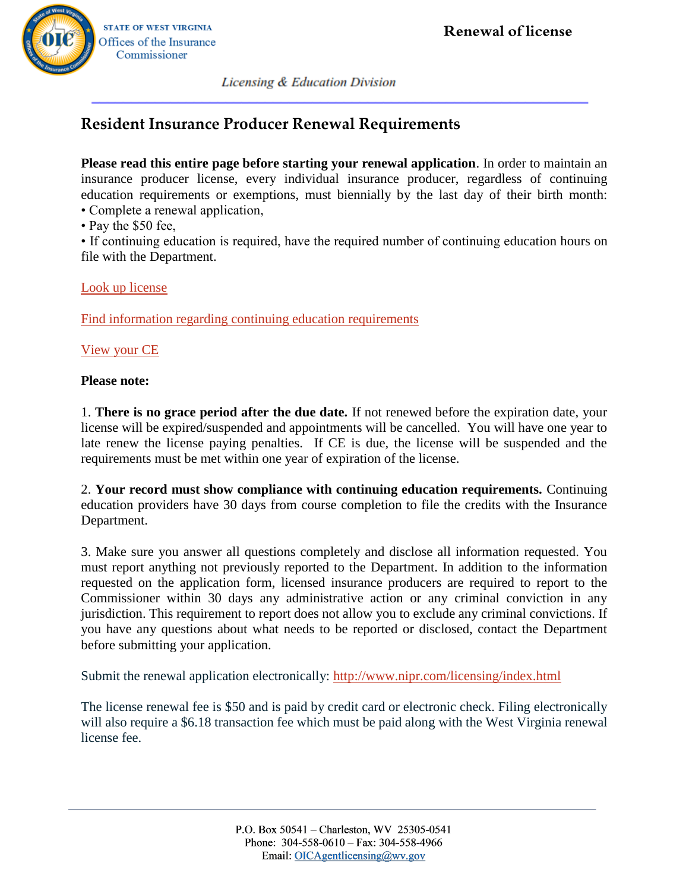STATE OF WEST VIRGINIA
Offices of the Insurance Commissioner

**Renewal of license**

*Licensing & Education Division*

## Resident Insurance Producer Renewal Requirements

**Please read this entire page before starting your renewal application**. In order to maintain an insurance producer license, every individual insurance producer, regardless of continuing education requirements or exemptions, must biennially by the last day of their birth month:

- Complete a renewal application,
- Pay the $50 fee,
- If continuing education is required, have the required number of continuing education hours on file with the Department.

Look up license

Find information regarding continuing education requirements

View your CE

**Please note:**

1. **There is no grace period after the due date.** If not renewed before the expiration date, your license will be expired/suspended and appointments will be cancelled. You will have one year to late renew the license paying penalties. If CE is due, the license will be suspended and the requirements must be met within one year of expiration of the license.

2. **Your record must show compliance with continuing education requirements.** Continuing education providers have 30 days from course completion to file the credits with the Insurance Department.

3. Make sure you answer all questions completely and disclose all information requested. You must report anything not previously reported to the Department. In addition to the information requested on the application form, licensed insurance producers are required to report to the Commissioner within 30 days any administrative action or any criminal conviction in any jurisdiction. This requirement to report does not allow you to exclude any criminal convictions. If you have any questions about what needs to be reported or disclosed, contact the Department before submitting your application.

Submit the renewal application electronically: http://www.nipr.com/licensing/index.html

The license renewal fee is $50 and is paid by credit card or electronic check. Filing electronically will also require a $6.18 transaction fee which must be paid along with the West Virginia renewal license fee.

P.O. Box 50541 – Charleston, WV 25305-0541
Phone: 304-558-0610 – Fax: 304-558-4966
Email: OICAgentlicensing@wv.gov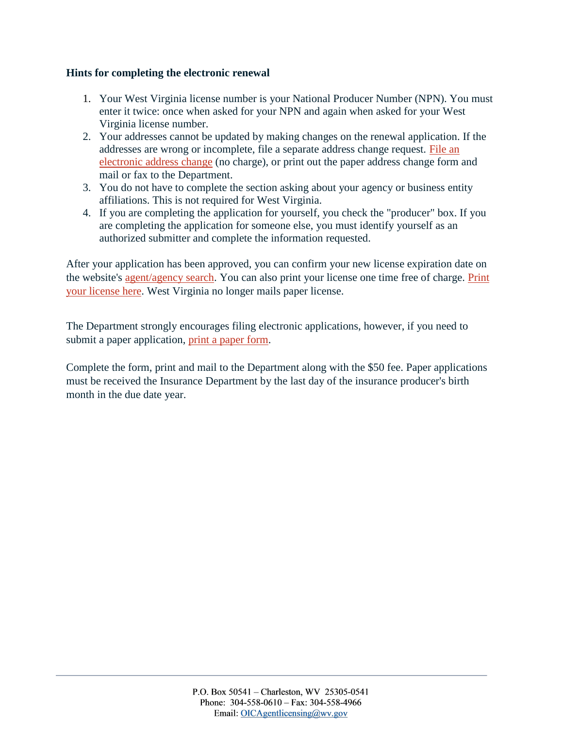**Hints for completing the electronic renewal**

1. Your West Virginia license number is your National Producer Number (NPN). You must enter it twice: once when asked for your NPN and again when asked for your West Virginia license number.
2. Your addresses cannot be updated by making changes on the renewal application. If the addresses are wrong or incomplete, file a separate address change request. File an electronic address change (no charge), or print out the paper address change form and mail or fax to the Department.
3. You do not have to complete the section asking about your agency or business entity affiliations. This is not required for West Virginia.
4. If you are completing the application for yourself, you check the "producer" box. If you are completing the application for someone else, you must identify yourself as an authorized submitter and complete the information requested.

After your application has been approved, you can confirm your new license expiration date on the website's agent/agency search. You can also print your license one time free of charge. Print your license here. West Virginia no longer mails paper license.

The Department strongly encourages filing electronic applications, however, if you need to submit a paper application, print a paper form.

Complete the form, print and mail to the Department along with the $50 fee. Paper applications must be received the Insurance Department by the last day of the insurance producer's birth month in the due date year.

P.O. Box 50541 – Charleston, WV 25305-0541
Phone: 304-558-0610 – Fax: 304-558-4966
Email: OICAgentlicensing@wv.gov